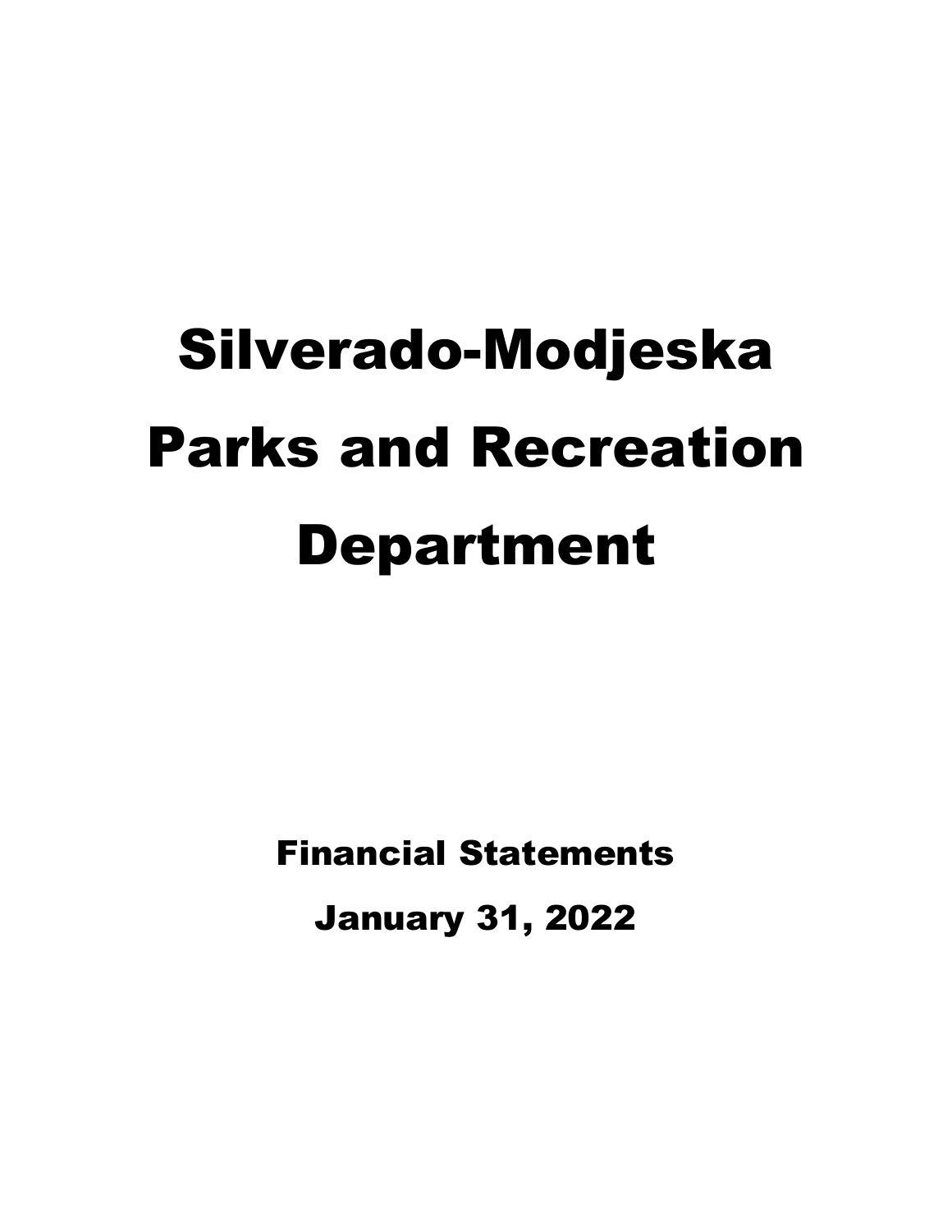# Silverado-Modjeska Parks and Recreation Department

## Financial Statements

## January 31, 2022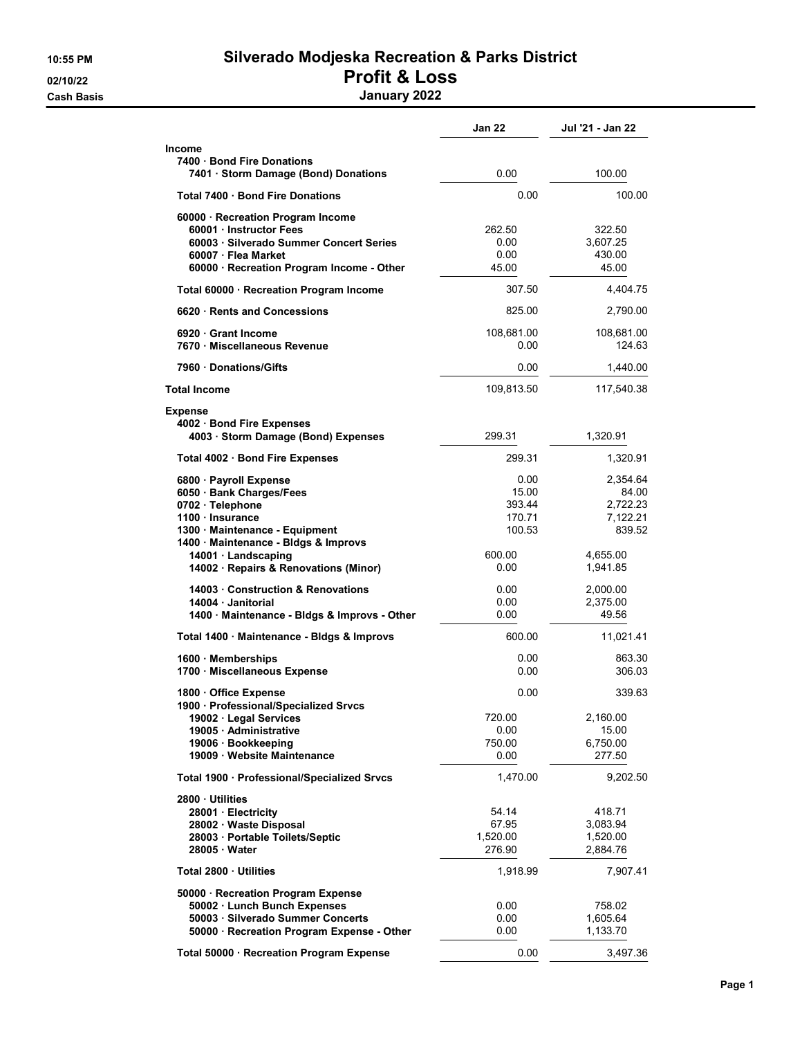# Silverado Modjeska Recreation & Parks District

## Profit & Loss

### January 2022

10:55 PM
02/10/22
Cash Basis

| | Jan 22 | Jul '21 - Jan 22 |
|---|---|---|
| **Income** | | |
| **7400 · Bond Fire Donations** | | |
| **7401 · Storm Damage (Bond) Donations** | 0.00 | 100.00 |
| **Total 7400 · Bond Fire Donations** | 0.00 | 100.00 |
| **60000 · Recreation Program Income** | | |
| **60001 · Instructor Fees** | 262.50 | 322.50 |
| **60003 · Silverado Summer Concert Series** | 0.00 | 3,607.25 |
| **60007 · Flea Market** | 0.00 | 430.00 |
| **60000 · Recreation Program Income - Other** | 45.00 | 45.00 |
| **Total 60000 · Recreation Program Income** | 307.50 | 4,404.75 |
| **6620 · Rents and Concessions** | 825.00 | 2,790.00 |
| **6920 · Grant Income** | 108,681.00 | 108,681.00 |
| **7670 · Miscellaneous Revenue** | 0.00 | 124.63 |
| **7960 · Donations/Gifts** | 0.00 | 1,440.00 |
| **Total Income** | 109,813.50 | 117,540.38 |
| **Expense** | | |
| **4002 · Bond Fire Expenses** | | |
| **4003 · Storm Damage (Bond) Expenses** | 299.31 | 1,320.91 |
| **Total 4002 · Bond Fire Expenses** | 299.31 | 1,320.91 |
| **6800 · Payroll Expense** | 0.00 | 2,354.64 |
| **6050 · Bank Charges/Fees** | 15.00 | 84.00 |
| **0702 · Telephone** | 393.44 | 2,722.23 |
| **1100 · Insurance** | 170.71 | 7,122.21 |
| **1300 · Maintenance - Equipment** | 100.53 | 839.52 |
| **1400 · Maintenance - Bldgs & Improvs** | | |
| **14001 · Landscaping** | 600.00 | 4,655.00 |
| **14002 · Repairs & Renovations (Minor)** | 0.00 | 1,941.85 |
| **14003 · Construction & Renovations** | 0.00 | 2,000.00 |
| **14004 · Janitorial** | 0.00 | 2,375.00 |
| **1400 · Maintenance - Bldgs & Improvs - Other** | 0.00 | 49.56 |
| **Total 1400 · Maintenance - Bldgs & Improvs** | 600.00 | 11,021.41 |
| **1600 · Memberships** | 0.00 | 863.30 |
| **1700 · Miscellaneous Expense** | 0.00 | 306.03 |
| **1800 · Office Expense** | 0.00 | 339.63 |
| **1900 · Professional/Specialized Srvcs** | | |
| **19002 · Legal Services** | 720.00 | 2,160.00 |
| **19005 · Administrative** | 0.00 | 15.00 |
| **19006 · Bookkeeping** | 750.00 | 6,750.00 |
| **19009 · Website Maintenance** | 0.00 | 277.50 |
| **Total 1900 · Professional/Specialized Srvcs** | 1,470.00 | 9,202.50 |
| **2800 · Utilities** | | |
| **28001 · Electricity** | 54.14 | 418.71 |
| **28002 · Waste Disposal** | 67.95 | 3,083.94 |
| **28003 · Portable Toilets/Septic** | 1,520.00 | 1,520.00 |
| **28005 · Water** | 276.90 | 2,884.76 |
| **Total 2800 · Utilities** | 1,918.99 | 7,907.41 |
| **50000 · Recreation Program Expense** | | |
| **50002 · Lunch Bunch Expenses** | 0.00 | 758.02 |
| **50003 · Silverado Summer Concerts** | 0.00 | 1,605.64 |
| **50000 · Recreation Program Expense - Other** | 0.00 | 1,133.70 |
| **Total 50000 · Recreation Program Expense** | 0.00 | 3,497.36 |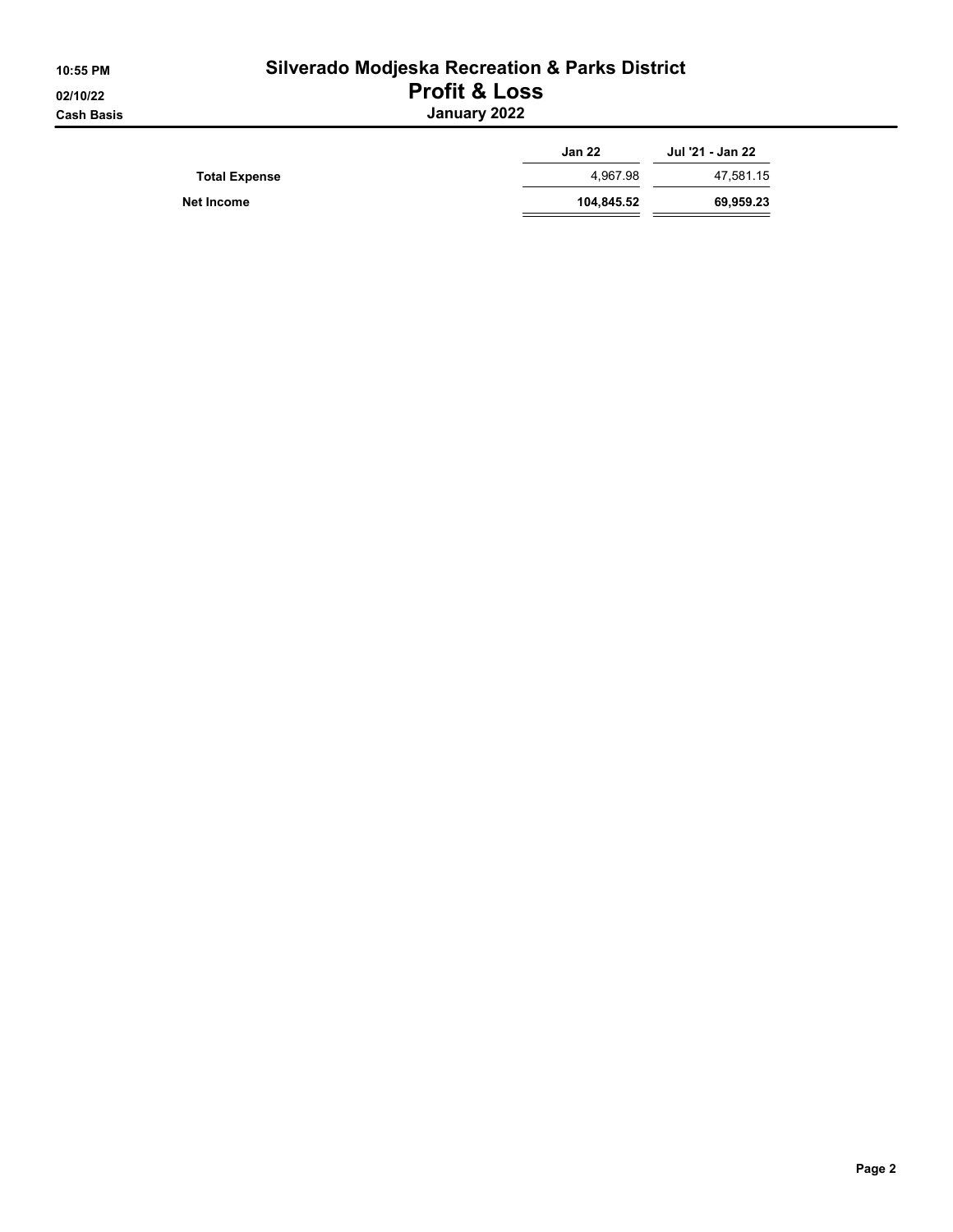# Silverado Modjeska Recreation & Parks District

## Profit & Loss

### January 2022

10:55 PM
02/10/22
Cash Basis

| | Jan 22 | Jul '21 - Jan 22 |
|---|---|---|
| **Total Expense** | 4,967.98 | 47,581.15 |
| **Net Income** | **104,845.52** | **69,959.23** |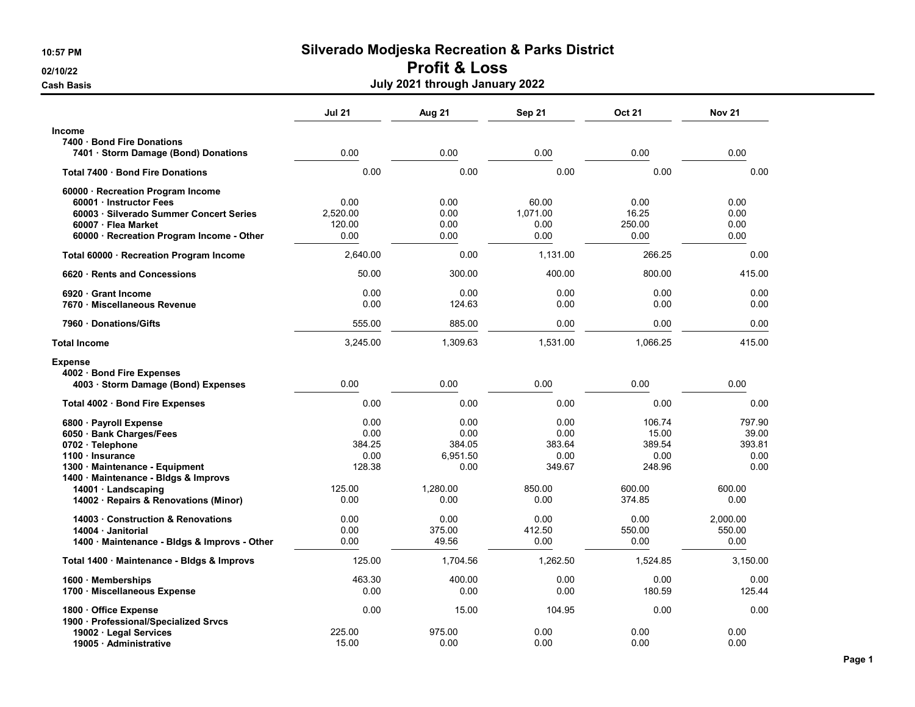# Silverado Modjeska Recreation & Parks District

## Profit & Loss

### July 2021 through January 2022

10:57 PM
02/10/22
Cash Basis

| | Jul 21 | Aug 21 | Sep 21 | Oct 21 | Nov 21 |
|---|---|---|---|---|---|
| **Income** | | | | | |
| **7400 · Bond Fire Donations** | | | | | |
| **7401 · Storm Damage (Bond) Donations** | 0.00 | 0.00 | 0.00 | 0.00 | 0.00 |
| **Total 7400 · Bond Fire Donations** | 0.00 | 0.00 | 0.00 | 0.00 | 0.00 |
| **60000 · Recreation Program Income** | | | | | |
| **60001 · Instructor Fees** | 0.00 | 0.00 | 60.00 | 0.00 | 0.00 |
| **60003 · Silverado Summer Concert Series** | 2,520.00 | 0.00 | 1,071.00 | 16.25 | 0.00 |
| **60007 · Flea Market** | 120.00 | 0.00 | 0.00 | 250.00 | 0.00 |
| **60000 · Recreation Program Income - Other** | 0.00 | 0.00 | 0.00 | 0.00 | 0.00 |
| **Total 60000 · Recreation Program Income** | 2,640.00 | 0.00 | 1,131.00 | 266.25 | 0.00 |
| **6620 · Rents and Concessions** | 50.00 | 300.00 | 400.00 | 800.00 | 415.00 |
| **6920 · Grant Income** | 0.00 | 0.00 | 0.00 | 0.00 | 0.00 |
| **7670 · Miscellaneous Revenue** | 0.00 | 124.63 | 0.00 | 0.00 | 0.00 |
| **7960 · Donations/Gifts** | 555.00 | 885.00 | 0.00 | 0.00 | 0.00 |
| **Total Income** | 3,245.00 | 1,309.63 | 1,531.00 | 1,066.25 | 415.00 |
| **Expense** | | | | | |
| **4002 · Bond Fire Expenses** | | | | | |
| **4003 · Storm Damage (Bond) Expenses** | 0.00 | 0.00 | 0.00 | 0.00 | 0.00 |
| **Total 4002 · Bond Fire Expenses** | 0.00 | 0.00 | 0.00 | 0.00 | 0.00 |
| **6800 · Payroll Expense** | 0.00 | 0.00 | 0.00 | 106.74 | 797.90 |
| **6050 · Bank Charges/Fees** | 0.00 | 0.00 | 0.00 | 15.00 | 39.00 |
| **0702 · Telephone** | 384.25 | 384.05 | 383.64 | 389.54 | 393.81 |
| **1100 · Insurance** | 0.00 | 6,951.50 | 0.00 | 0.00 | 0.00 |
| **1300 · Maintenance - Equipment** | 128.38 | 0.00 | 349.67 | 248.96 | 0.00 |
| **1400 · Maintenance - Bldgs & Improvs** | | | | | |
| **14001 · Landscaping** | 125.00 | 1,280.00 | 850.00 | 600.00 | 600.00 |
| **14002 · Repairs & Renovations (Minor)** | 0.00 | 0.00 | 0.00 | 374.85 | 0.00 |
| **14003 · Construction & Renovations** | 0.00 | 0.00 | 0.00 | 0.00 | 2,000.00 |
| **14004 · Janitorial** | 0.00 | 375.00 | 412.50 | 550.00 | 550.00 |
| **1400 · Maintenance - Bldgs & Improvs - Other** | 0.00 | 49.56 | 0.00 | 0.00 | 0.00 |
| **Total 1400 · Maintenance - Bldgs & Improvs** | 125.00 | 1,704.56 | 1,262.50 | 1,524.85 | 3,150.00 |
| **1600 · Memberships** | 463.30 | 400.00 | 0.00 | 0.00 | 0.00 |
| **1700 · Miscellaneous Expense** | 0.00 | 0.00 | 0.00 | 180.59 | 125.44 |
| **1800 · Office Expense** | 0.00 | 15.00 | 104.95 | 0.00 | 0.00 |
| **1900 · Professional/Specialized Srvcs** | | | | | |
| **19002 · Legal Services** | 225.00 | 975.00 | 0.00 | 0.00 | 0.00 |
| **19005 · Administrative** | 15.00 | 0.00 | 0.00 | 0.00 | 0.00 |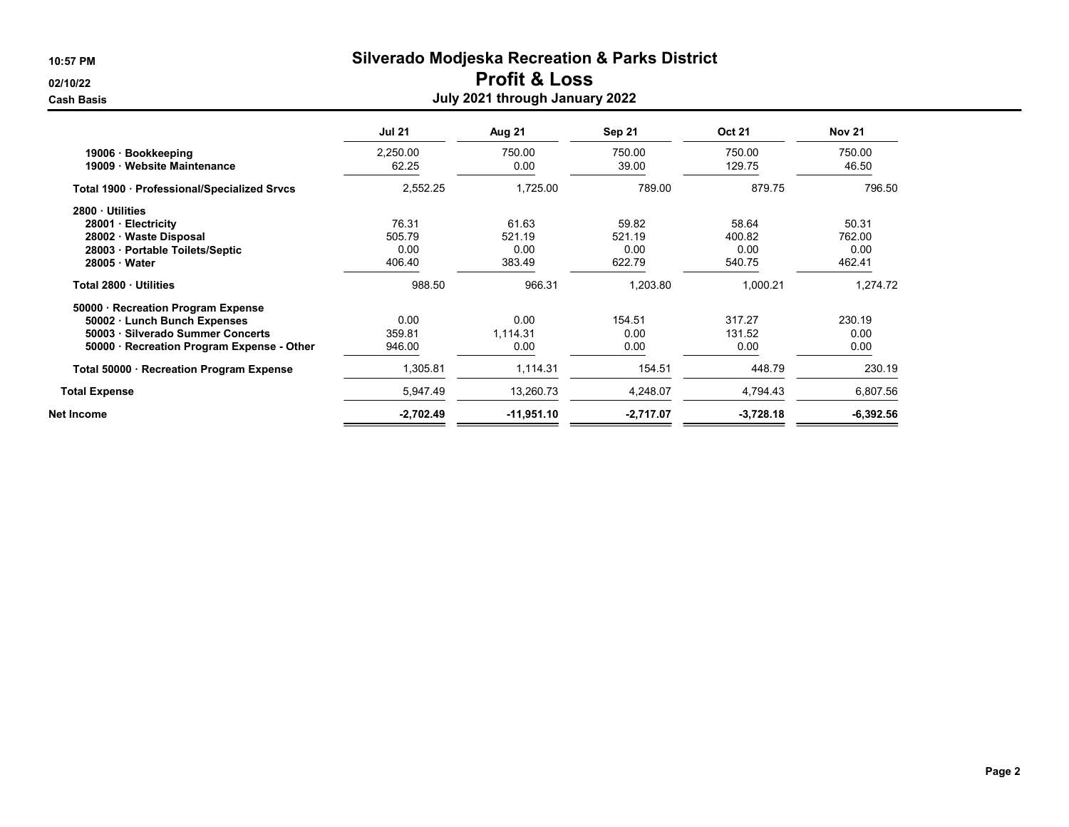# Silverado Modjeska Recreation & Parks District

## Profit & Loss

### July 2021 through January 2022

10:57 PM
02/10/22
Cash Basis

| | Jul 21 | Aug 21 | Sep 21 | Oct 21 | Nov 21 |
|---|---|---|---|---|---|
| 19006 · Bookkeeping | 2,250.00 | 750.00 | 750.00 | 750.00 | 750.00 |
| 19009 · Website Maintenance | 62.25 | 0.00 | 39.00 | 129.75 | 46.50 |
| **Total 1900 · Professional/Specialized Srvcs** | 2,552.25 | 1,725.00 | 789.00 | 879.75 | 796.50 |
| **2800 · Utilities** | | | | | |
| 28001 · Electricity | 76.31 | 61.63 | 59.82 | 58.64 | 50.31 |
| 28002 · Waste Disposal | 505.79 | 521.19 | 521.19 | 400.82 | 762.00 |
| 28003 · Portable Toilets/Septic | 0.00 | 0.00 | 0.00 | 0.00 | 0.00 |
| 28005 · Water | 406.40 | 383.49 | 622.79 | 540.75 | 462.41 |
| **Total 2800 · Utilities** | 988.50 | 966.31 | 1,203.80 | 1,000.21 | 1,274.72 |
| **50000 · Recreation Program Expense** | | | | | |
| 50002 · Lunch Bunch Expenses | 0.00 | 0.00 | 154.51 | 317.27 | 230.19 |
| 50003 · Silverado Summer Concerts | 359.81 | 1,114.31 | 0.00 | 131.52 | 0.00 |
| 50000 · Recreation Program Expense - Other | 946.00 | 0.00 | 0.00 | 0.00 | 0.00 |
| **Total 50000 · Recreation Program Expense** | 1,305.81 | 1,114.31 | 154.51 | 448.79 | 230.19 |
| **Total Expense** | 5,947.49 | 13,260.73 | 4,248.07 | 4,794.43 | 6,807.56 |
| **Net Income** | **-2,702.49** | **-11,951.10** | **-2,717.07** | **-3,728.18** | **-6,392.56** |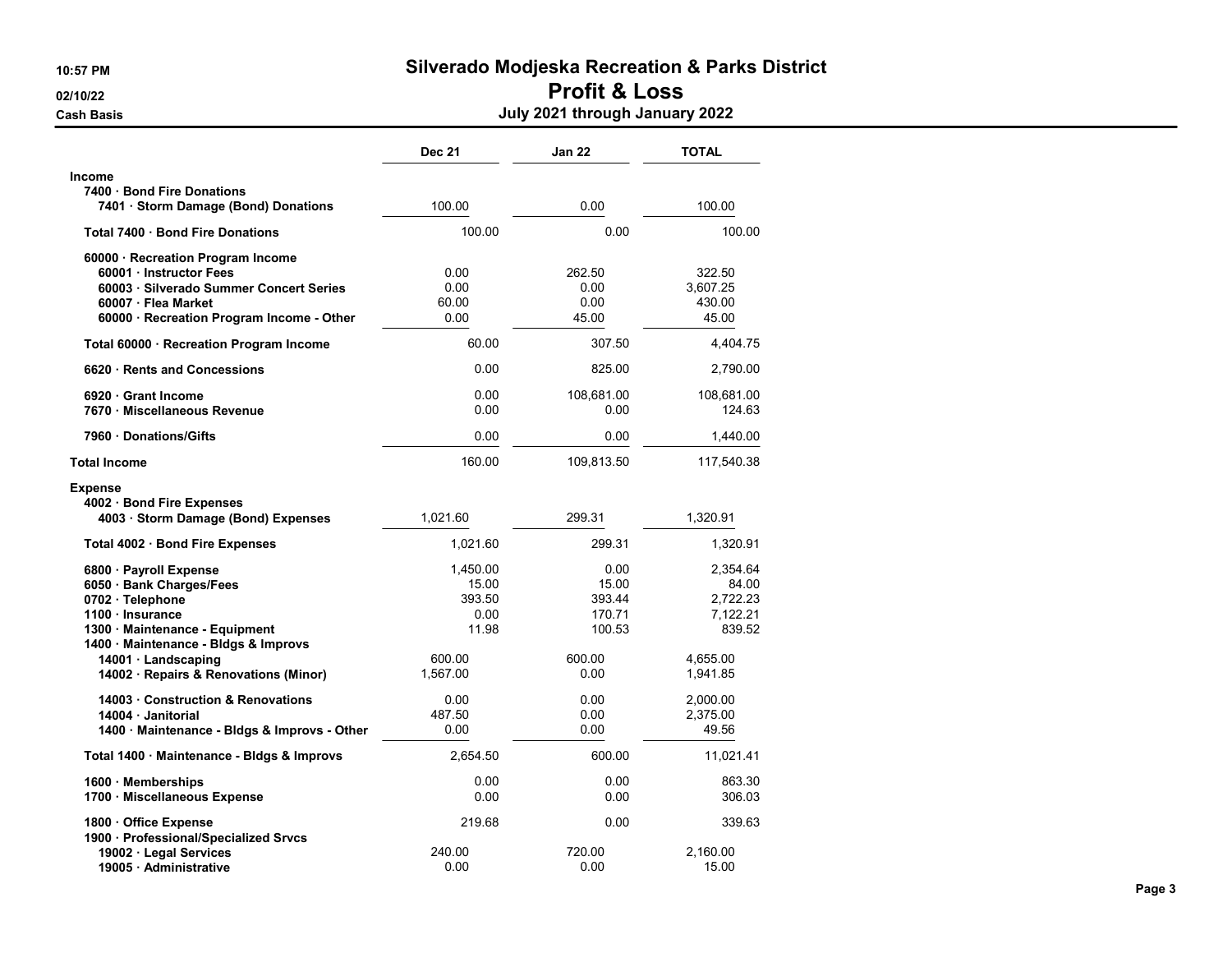# Silverado Modjeska Recreation & Parks District

## Profit & Loss

### July 2021 through January 2022

10:57 PM
02/10/22
Cash Basis

| | Dec 21 | Jan 22 | TOTAL |
|---|---|---|---|
| **Income** | | | |
| **7400 · Bond Fire Donations** | | | |
| **7401 · Storm Damage (Bond) Donations** | 100.00 | 0.00 | 100.00 |
| **Total 7400 · Bond Fire Donations** | 100.00 | 0.00 | 100.00 |
| **60000 · Recreation Program Income** | | | |
| **60001 · Instructor Fees** | 0.00 | 262.50 | 322.50 |
| **60003 · Silverado Summer Concert Series** | 0.00 | 0.00 | 3,607.25 |
| **60007 · Flea Market** | 60.00 | 0.00 | 430.00 |
| **60000 · Recreation Program Income - Other** | 0.00 | 45.00 | 45.00 |
| **Total 60000 · Recreation Program Income** | 60.00 | 307.50 | 4,404.75 |
| **6620 · Rents and Concessions** | 0.00 | 825.00 | 2,790.00 |
| **6920 · Grant Income** | 0.00 | 108,681.00 | 108,681.00 |
| **7670 · Miscellaneous Revenue** | 0.00 | 0.00 | 124.63 |
| **7960 · Donations/Gifts** | 0.00 | 0.00 | 1,440.00 |
| **Total Income** | 160.00 | 109,813.50 | 117,540.38 |
| **Expense** | | | |
| **4002 · Bond Fire Expenses** | | | |
| **4003 · Storm Damage (Bond) Expenses** | 1,021.60 | 299.31 | 1,320.91 |
| **Total 4002 · Bond Fire Expenses** | 1,021.60 | 299.31 | 1,320.91 |
| **6800 · Payroll Expense** | 1,450.00 | 0.00 | 2,354.64 |
| **6050 · Bank Charges/Fees** | 15.00 | 15.00 | 84.00 |
| **0702 · Telephone** | 393.50 | 393.44 | 2,722.23 |
| **1100 · Insurance** | 0.00 | 170.71 | 7,122.21 |
| **1300 · Maintenance - Equipment** | 11.98 | 100.53 | 839.52 |
| **1400 · Maintenance - Bldgs & Improvs** | | | |
| **14001 · Landscaping** | 600.00 | 600.00 | 4,655.00 |
| **14002 · Repairs & Renovations (Minor)** | 1,567.00 | 0.00 | 1,941.85 |
| **14003 · Construction & Renovations** | 0.00 | 0.00 | 2,000.00 |
| **14004 · Janitorial** | 487.50 | 0.00 | 2,375.00 |
| **1400 · Maintenance - Bldgs & Improvs - Other** | 0.00 | 0.00 | 49.56 |
| **Total 1400 · Maintenance - Bldgs & Improvs** | 2,654.50 | 600.00 | 11,021.41 |
| **1600 · Memberships** | 0.00 | 0.00 | 863.30 |
| **1700 · Miscellaneous Expense** | 0.00 | 0.00 | 306.03 |
| **1800 · Office Expense** | 219.68 | 0.00 | 339.63 |
| **1900 · Professional/Specialized Srvcs** | | | |
| **19002 · Legal Services** | 240.00 | 720.00 | 2,160.00 |
| **19005 · Administrative** | 0.00 | 0.00 | 15.00 |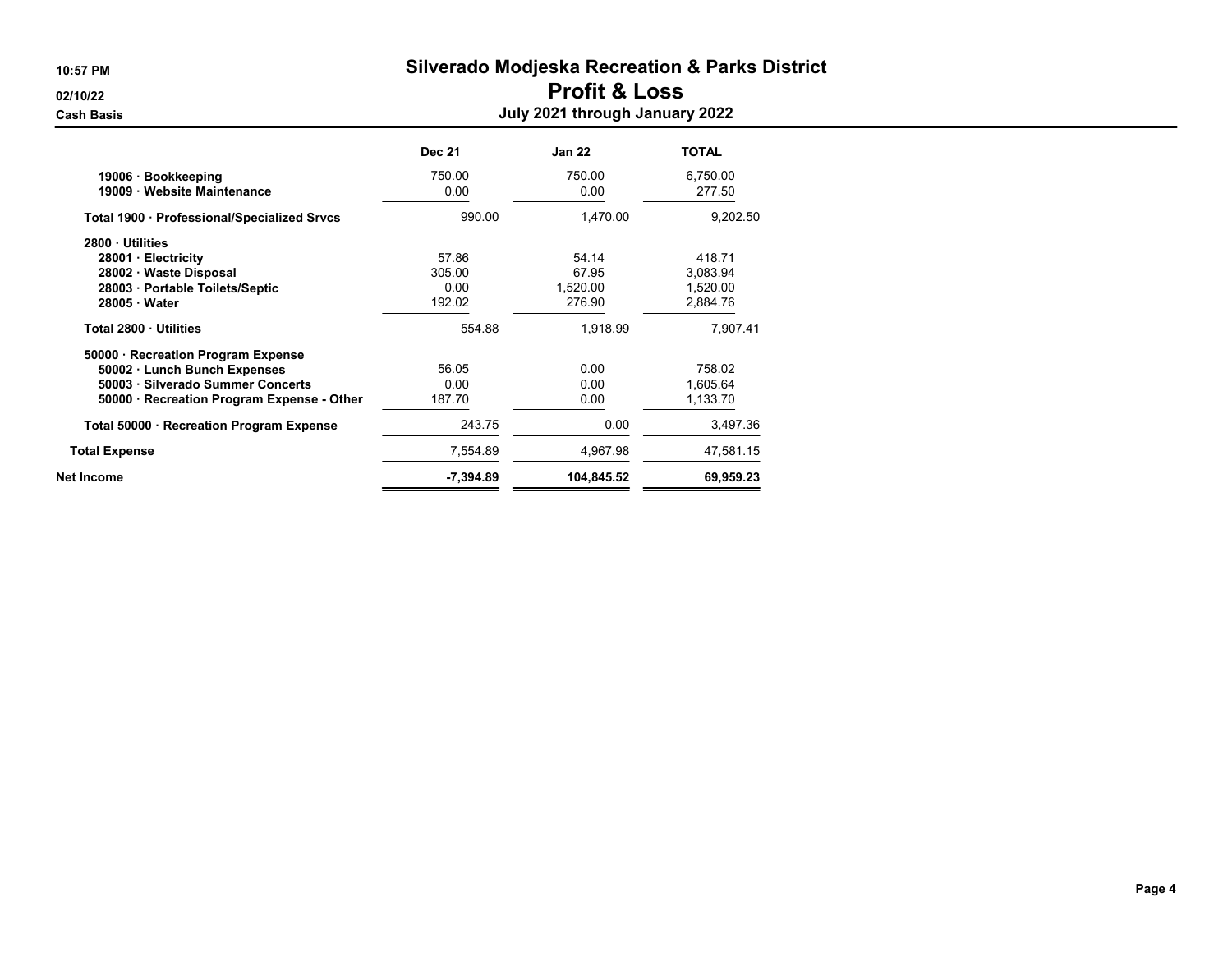# Silverado Modjeska Recreation & Parks District

## Profit & Loss

### July 2021 through January 2022

10:57 PM
02/10/22
Cash Basis

| | Dec 21 | Jan 22 | TOTAL |
|---|---|---|---|
| 19006 · Bookkeeping | 750.00 | 750.00 | 6,750.00 |
| 19009 · Website Maintenance | 0.00 | 0.00 | 277.50 |
| Total 1900 · Professional/Specialized Srvcs | 990.00 | 1,470.00 | 9,202.50 |
| 2800 · Utilities | | | |
| 28001 · Electricity | 57.86 | 54.14 | 418.71 |
| 28002 · Waste Disposal | 305.00 | 67.95 | 3,083.94 |
| 28003 · Portable Toilets/Septic | 0.00 | 1,520.00 | 1,520.00 |
| 28005 · Water | 192.02 | 276.90 | 2,884.76 |
| Total 2800 · Utilities | 554.88 | 1,918.99 | 7,907.41 |
| 50000 · Recreation Program Expense | | | |
| 50002 · Lunch Bunch Expenses | 56.05 | 0.00 | 758.02 |
| 50003 · Silverado Summer Concerts | 0.00 | 0.00 | 1,605.64 |
| 50000 · Recreation Program Expense - Other | 187.70 | 0.00 | 1,133.70 |
| Total 50000 · Recreation Program Expense | 243.75 | 0.00 | 3,497.36 |
| Total Expense | 7,554.89 | 4,967.98 | 47,581.15 |
| Net Income | -7,394.89 | 104,845.52 | 69,959.23 |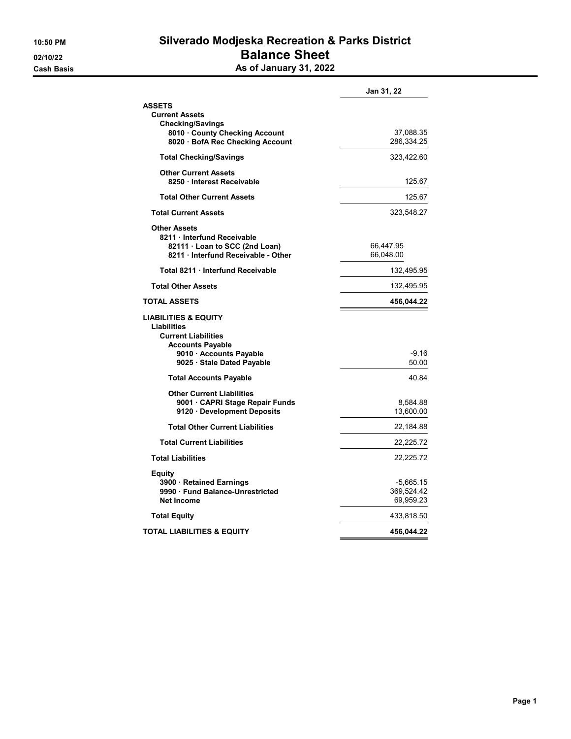10:50 PM
02/10/22
Cash Basis

# Silverado Modjeska Recreation & Parks District
## Balance Sheet
### As of January 31, 2022

| | | Jan 31, 22 |
|---|---|---|
| **ASSETS** | | |
| **Current Assets** | | |
| **Checking/Savings** | | |
| **8010 · County Checking Account** | | 37,088.35 |
| **8020 · BofA Rec Checking Account** | | 286,334.25 |
| **Total Checking/Savings** | | 323,422.60 |
| **Other Current Assets** | | |
| **8250 · Interest Receivable** | | 125.67 |
| **Total Other Current Assets** | | 125.67 |
| **Total Current Assets** | | 323,548.27 |
| **Other Assets** | | |
| **8211 · Interfund Receivable** | | |
| **82111 · Loan to SCC (2nd Loan)** | 66,447.95 | |
| **8211 · Interfund Receivable - Other** | 66,048.00 | |
| **Total 8211 · Interfund Receivable** | | 132,495.95 |
| **Total Other Assets** | | 132,495.95 |
| **TOTAL ASSETS** | | **456,044.22** |
| **LIABILITIES & EQUITY** | | |
| **Liabilities** | | |
| **Current Liabilities** | | |
| **Accounts Payable** | | |
| **9010 · Accounts Payable** | | -9.16 |
| **9025 · Stale Dated Payable** | | 50.00 |
| **Total Accounts Payable** | | 40.84 |
| **Other Current Liabilities** | | |
| **9001 · CAPRI Stage Repair Funds** | | 8,584.88 |
| **9120 · Development Deposits** | | 13,600.00 |
| **Total Other Current Liabilities** | | 22,184.88 |
| **Total Current Liabilities** | | 22,225.72 |
| **Total Liabilities** | | 22,225.72 |
| **Equity** | | |
| **3900 · Retained Earnings** | | -5,665.15 |
| **9990 · Fund Balance-Unrestricted** | | 369,524.42 |
| **Net Income** | | 69,959.23 |
| **Total Equity** | | 433,818.50 |
| **TOTAL LIABILITIES & EQUITY** | | **456,044.22** |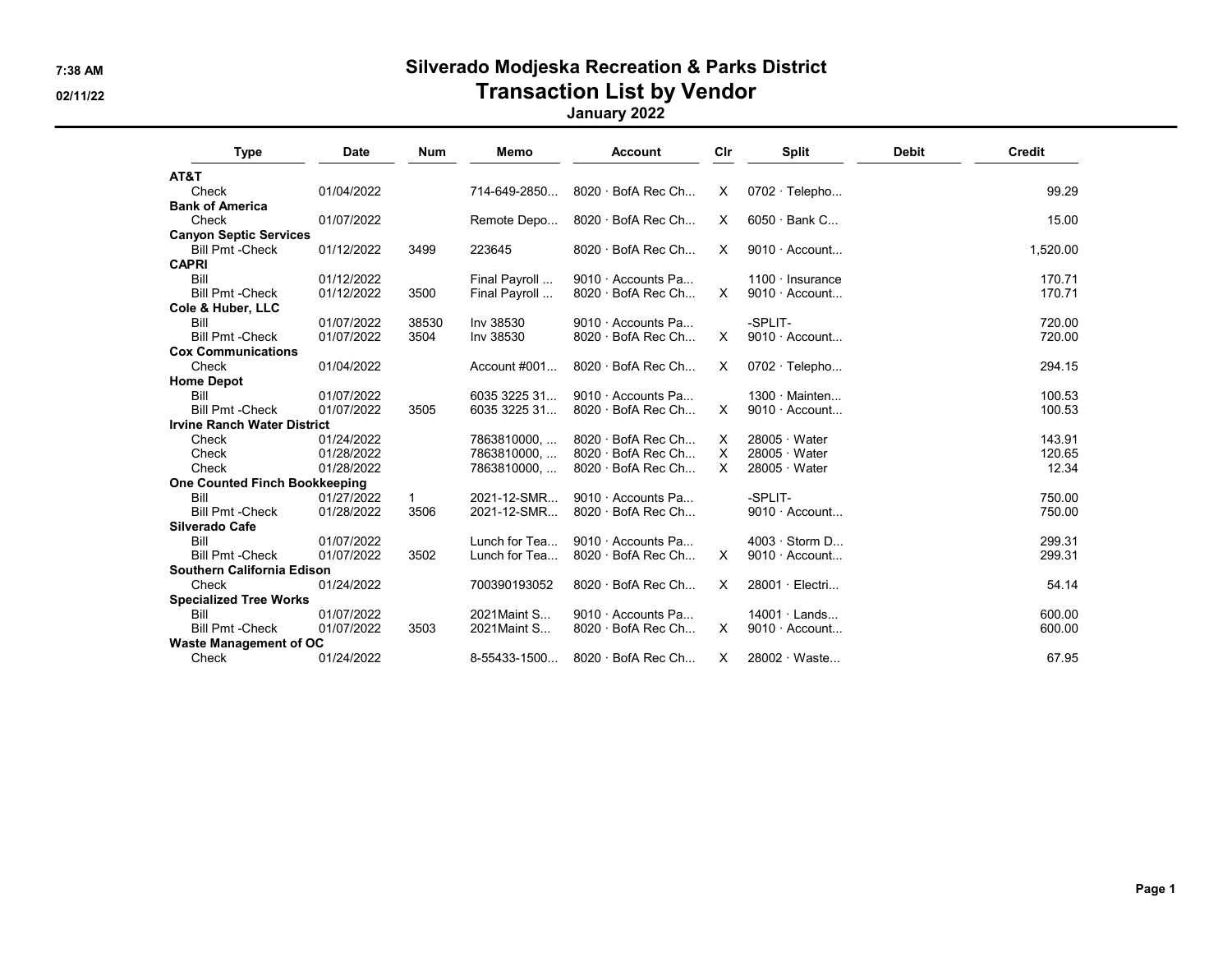# Silverado Modjeska Recreation & Parks District

## Transaction List by Vendor

### January 2022

| Type | Date | Num | Memo | Account | Clr | Split | Debit | Credit |
|---|---|---|---|---|---|---|---|---|
| **AT&T** | | | | | | | | |
| Check | 01/04/2022 | | 714-649-2850... | 8020 · BofA Rec Ch... | X | 0702 · Telepho... | | 99.29 |
| **Bank of America** | | | | | | | | |
| Check | 01/07/2022 | | Remote Depo... | 8020 · BofA Rec Ch... | X | 6050 · Bank C... | | 15.00 |
| **Canyon Septic Services** | | | | | | | | |
| Bill Pmt -Check | 01/12/2022 | 3499 | 223645 | 8020 · BofA Rec Ch... | X | 9010 · Account... | | 1,520.00 |
| **CAPRI** | | | | | | | | |
| Bill | 01/12/2022 | | Final Payroll ... | 9010 · Accounts Pa... | | 1100 · Insurance | | 170.71 |
| Bill Pmt -Check | 01/12/2022 | 3500 | Final Payroll ... | 8020 · BofA Rec Ch... | X | 9010 · Account... | | 170.71 |
| **Cole & Huber, LLC** | | | | | | | | |
| Bill | 01/07/2022 | 38530 | Inv 38530 | 9010 · Accounts Pa... | | -SPLIT- | | 720.00 |
| Bill Pmt -Check | 01/07/2022 | 3504 | Inv 38530 | 8020 · BofA Rec Ch... | X | 9010 · Account... | | 720.00 |
| **Cox Communications** | | | | | | | | |
| Check | 01/04/2022 | | Account #001... | 8020 · BofA Rec Ch... | X | 0702 · Telepho... | | 294.15 |
| **Home Depot** | | | | | | | | |
| Bill | 01/07/2022 | | 6035 3225 31... | 9010 · Accounts Pa... | | 1300 · Mainten... | | 100.53 |
| Bill Pmt -Check | 01/07/2022 | 3505 | 6035 3225 31... | 8020 · BofA Rec Ch... | X | 9010 · Account... | | 100.53 |
| **Irvine Ranch Water District** | | | | | | | | |
| Check | 01/24/2022 | | 7863810000, ... | 8020 · BofA Rec Ch... | X | 28005 · Water | | 143.91 |
| Check | 01/28/2022 | | 7863810000, ... | 8020 · BofA Rec Ch... | X | 28005 · Water | | 120.65 |
| Check | 01/28/2022 | | 7863810000, ... | 8020 · BofA Rec Ch... | X | 28005 · Water | | 12.34 |
| **One Counted Finch Bookkeeping** | | | | | | | | |
| Bill | 01/27/2022 | 1 | 2021-12-SMR... | 9010 · Accounts Pa... | | -SPLIT- | | 750.00 |
| Bill Pmt -Check | 01/28/2022 | 3506 | 2021-12-SMR... | 8020 · BofA Rec Ch... | | 9010 · Account... | | 750.00 |
| **Silverado Cafe** | | | | | | | | |
| Bill | 01/07/2022 | | Lunch for Tea... | 9010 · Accounts Pa... | | 4003 · Storm D... | | 299.31 |
| Bill Pmt -Check | 01/07/2022 | 3502 | Lunch for Tea... | 8020 · BofA Rec Ch... | X | 9010 · Account... | | 299.31 |
| **Southern California Edison** | | | | | | | | |
| Check | 01/24/2022 | | 700390193052 | 8020 · BofA Rec Ch... | X | 28001 · Electri... | | 54.14 |
| **Specialized Tree Works** | | | | | | | | |
| Bill | 01/07/2022 | | 2021Maint S... | 9010 · Accounts Pa... | | 14001 · Lands... | | 600.00 |
| Bill Pmt -Check | 01/07/2022 | 3503 | 2021Maint S... | 8020 · BofA Rec Ch... | X | 9010 · Account... | | 600.00 |
| **Waste Management of OC** | | | | | | | | |
| Check | 01/24/2022 | | 8-55433-1500... | 8020 · BofA Rec Ch... | X | 28002 · Waste... | | 67.95 |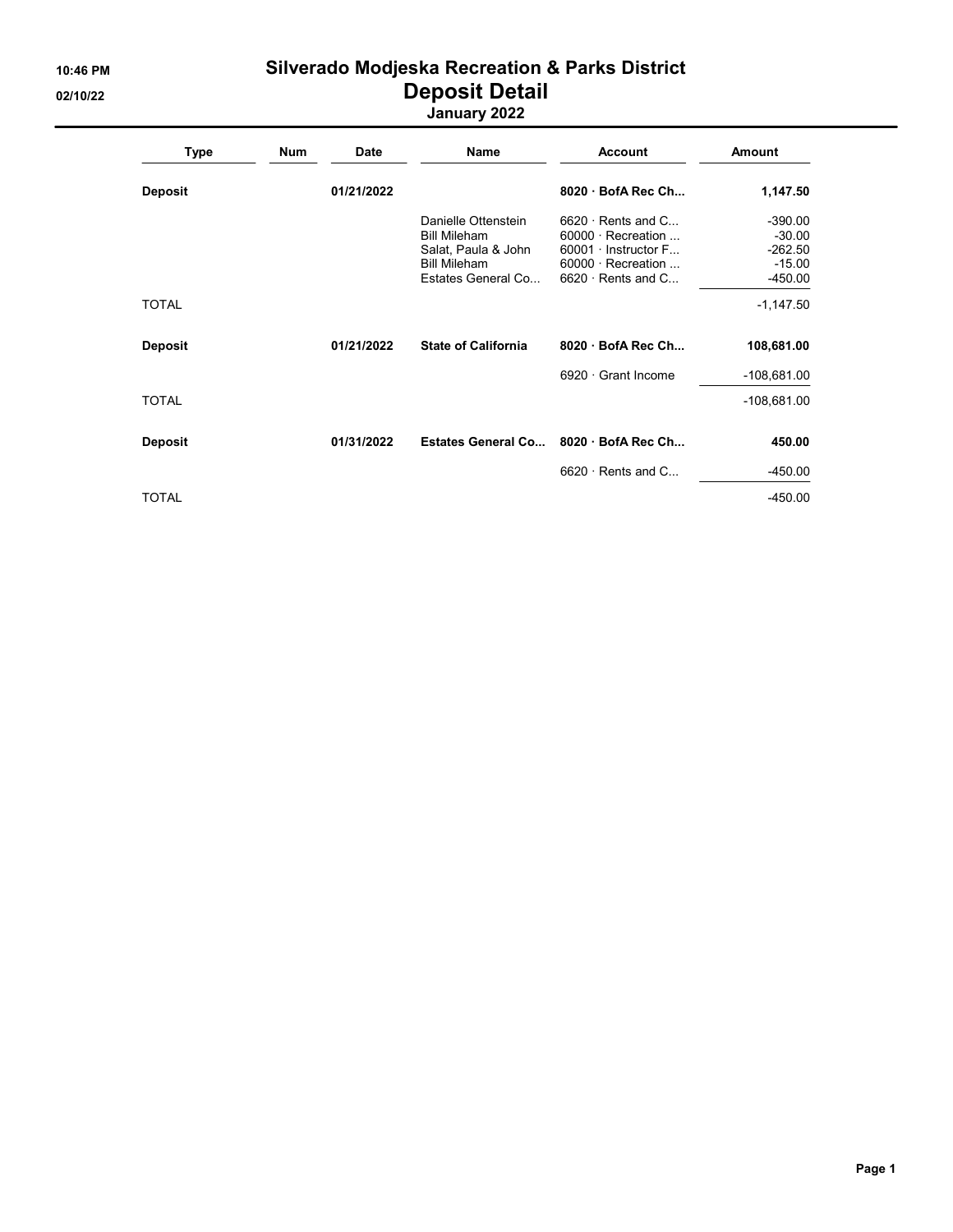# Silverado Modjeska Recreation & Parks District

## Deposit Detail

### January 2022

10:46 PM

02/10/22

| Type | Num | Date | Name | Account | Amount |
|---|---|---|---|---|---|
| **Deposit** | | **01/21/2022** | | **8020 · BofA Rec Ch...** | **1,147.50** |
| | | | Danielle Ottenstein | 6620 · Rents and C... | -390.00 |
| | | | Bill Mileham | 60000 · Recreation ... | -30.00 |
| | | | Salat, Paula & John | 60001 · Instructor F... | -262.50 |
| | | | Bill Mileham | 60000 · Recreation ... | -15.00 |
| | | | Estates General Co... | 6620 · Rents and C... | -450.00 |
| TOTAL | | | | | -1,147.50 |
| **Deposit** | | **01/21/2022** | **State of California** | **8020 · BofA Rec Ch...** | **108,681.00** |
| | | | | 6920 · Grant Income | -108,681.00 |
| TOTAL | | | | | -108,681.00 |
| **Deposit** | | **01/31/2022** | **Estates General Co...** | **8020 · BofA Rec Ch...** | **450.00** |
| | | | | 6620 · Rents and C... | -450.00 |
| TOTAL | | | | | -450.00 |